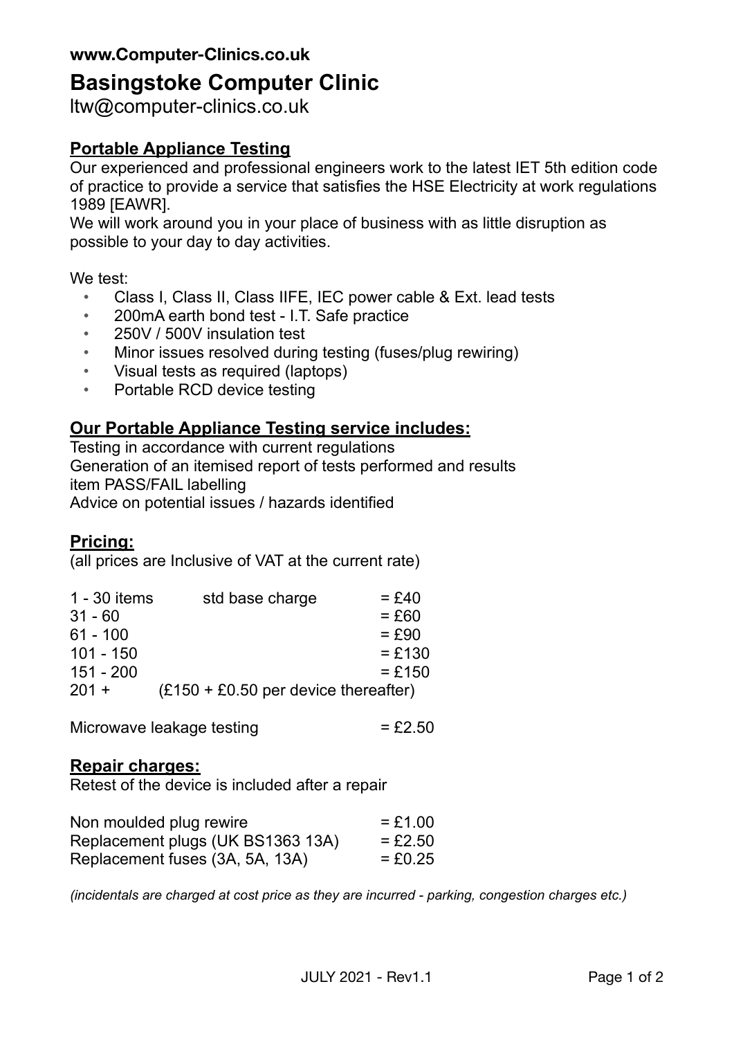**www.Computer-Clinics.co.uk**

# Basingstoke Computer Clinic

ltw@computer-clinics.co.uk

## Portable Appliance Testing

Our experienced and professional engineers work to the latest IET 5th edition code of practice to provide a service that satisfies the HSE Electricity at work regulations 1989 [EAWR].

We will work around you in your place of business with as little disruption as possible to your day to day activities.

We test:

- Class I, Class II, Class IIFE, IEC power cable & Ext. lead tests
- 200mA earth bond test - I.T. Safe practice
- 250V / 500V insulation test
- Minor issues resolved during testing (fuses/plug rewiring)
- Visual tests as required (laptops)
- Portable RCD device testing

## Our Portable Appliance Testing service includes:

Testing in accordance with current regulations
Generation of an itemised report of tests performed and results
item PASS/FAIL labelling
Advice on potential issues / hazards identified

## Pricing:

(all prices are Inclusive of VAT at the current rate)

| Items | | Price |
|---|---|---|
| 1 - 30 items | std base charge | = £40 |
| 31 - 60 | | = £60 |
| 61 - 100 | | = £90 |
| 101 - 150 | | = £130 |
| 151 - 200 | | = £150 |
| 201 + | (£150 + £0.50 per device thereafter) | |

| Service | Price |
|---|---|
| Microwave leakage testing | = £2.50 |

## Repair charges:

Retest of the device is included after a repair

| Repair | Price |
|---|---|
| Non moulded plug rewire | = £1.00 |
| Replacement plugs (UK BS1363 13A) | = £2.50 |
| Replacement fuses (3A, 5A, 13A) | = £0.25 |

*(incidentals are charged at cost price as they are incurred - parking, congestion charges etc.)*

JULY 2021 - Rev1.1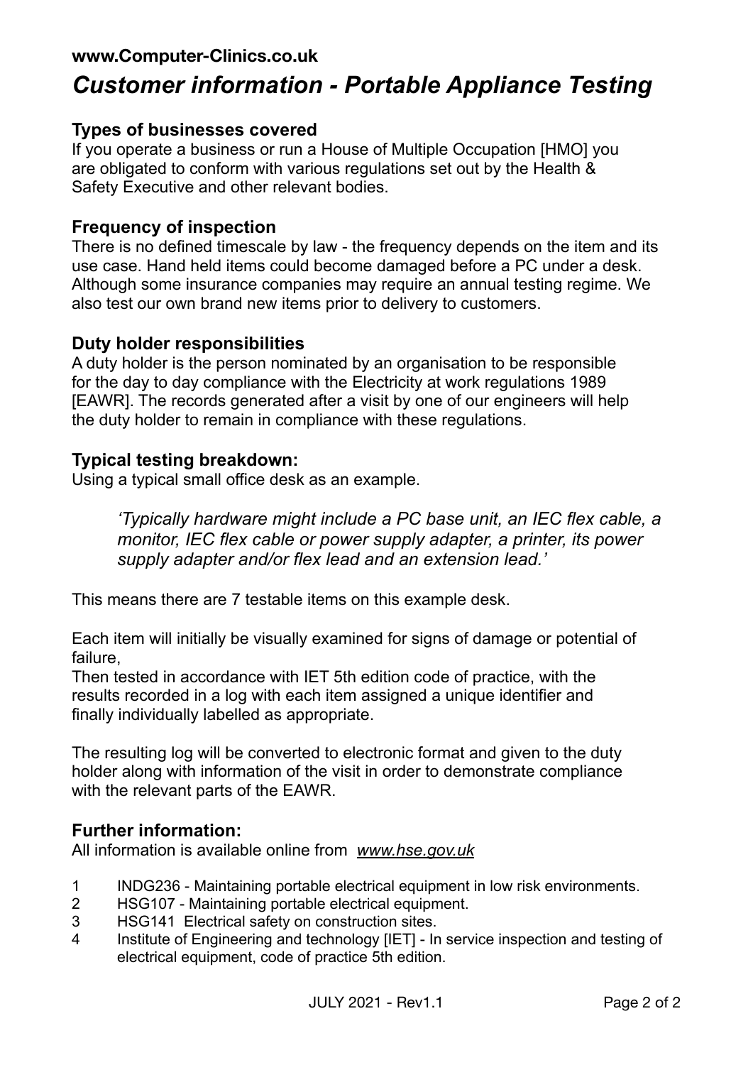**www.Computer-Clinics.co.uk**

# *Customer information - Portable Appliance Testing*

## Types of businesses covered

If you operate a business or run a House of Multiple Occupation [HMO] you are obligated to conform with various regulations set out by the Health & Safety Executive and other relevant bodies.

## Frequency of inspection

There is no defined timescale by law - the frequency depends on the item and its use case. Hand held items could become damaged before a PC under a desk. Although some insurance companies may require an annual testing regime. We also test our own brand new items prior to delivery to customers.

## Duty holder responsibilities

A duty holder is the person nominated by an organisation to be responsible for the day to day compliance with the Electricity at work regulations 1989 [EAWR]. The records generated after a visit by one of our engineers will help the duty holder to remain in compliance with these regulations.

## Typical testing breakdown:

Using a typical small office desk as an example.

> *'Typically hardware might include a PC base unit, an IEC flex cable, a monitor, IEC flex cable or power supply adapter, a printer, its power supply adapter and/or flex lead and an extension lead.'*

This means there are 7 testable items on this example desk.

Each item will initially be visually examined for signs of damage or potential of failure,
Then tested in accordance with IET 5th edition code of practice, with the results recorded in a log with each item assigned a unique identifier and finally individually labelled as appropriate.

The resulting log will be converted to electronic format and given to the duty holder along with information of the visit in order to demonstrate compliance with the relevant parts of the EAWR.

## Further information:

All information is available online from *www.hse.gov.uk*

1. INDG236 - Maintaining portable electrical equipment in low risk environments.
2. HSG107 - Maintaining portable electrical equipment.
3. HSG141 Electrical safety on construction sites.
4. Institute of Engineering and technology [IET] - In service inspection and testing of electrical equipment, code of practice 5th edition.

JULY 2021 - Rev1.1